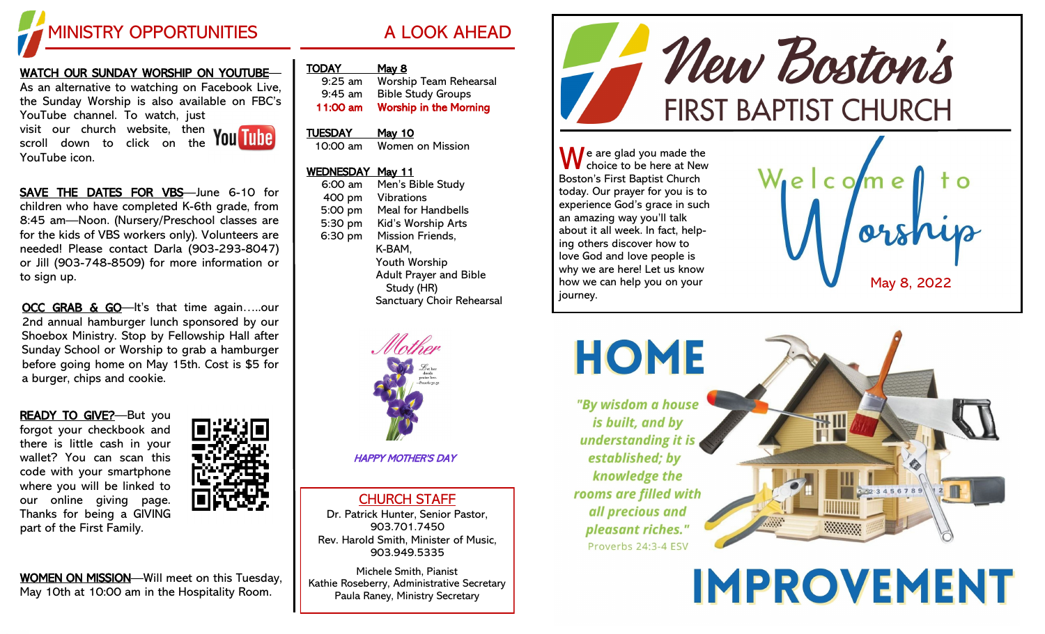# MINISTRY OPPORTUNITIES

**WATCH OUR SUNDAY WORSHIP ON YOUTUBE**—As an alternative to watching on Facebook Live, the Sunday Worship is also available on FBC's YouTube channel. To watch, just visit our church website, then scroll down to click on the YouTube icon.

**SAVE THE DATES FOR VBS**—June 6-10 for children who have completed K-6th grade, from 8:45 am—Noon. (Nursery/Preschool classes are for the kids of VBS workers only). Volunteers are needed! Please contact Darla (903-293-8047) or Jill (903-748-8509) for more information or to sign up.

**OCC GRAB & GO**—It's that time again…..our 2nd annual hamburger lunch sponsored by our Shoebox Ministry. Stop by Fellowship Hall after Sunday School or Worship to grab a hamburger before going home on May 15th. Cost is $5 for a burger, chips and cookie.

**READY TO GIVE?**—But you forgot your checkbook and there is little cash in your wallet? You can scan this code with your smartphone where you will be linked to our online giving page. Thanks for being a GIVING part of the First Family.

**WOMEN ON MISSION**—Will meet on this Tuesday, May 10th at 10:00 am in the Hospitality Room.

# A LOOK AHEAD

**TODAY** — **May 8**

- 9:25 am — Worship Team Rehearsal
- 9:45 am — Bible Study Groups
- **11:00 am — Worship in the Morning**

**TUESDAY** — **May 10**

- 10:00 am — Women on Mission

**WEDNESDAY** — **May 11**

- 6:00 am — Men's Bible Study
- 400 pm — Vibrations
- 5:00 pm — Meal for Handbells
- 5:30 pm — Kid's Worship Arts
- 6:30 pm — Mission Friends, K-BAM, Youth Worship, Adult Prayer and Bible Study (HR), Sanctuary Choir Rehearsal

*Mother*

*HAPPY MOTHER'S DAY*

## CHURCH STAFF

Dr. Patrick Hunter, Senior Pastor, 903.701.7450
Rev. Harold Smith, Minister of Music, 903.949.5335

Michele Smith, Pianist
Kathie Roseberry, Administrative Secretary
Paula Raney, Ministry Secretary

# New Boston's FIRST BAPTIST CHURCH

We are glad you made the choice to be here at New Boston's First Baptist Church today. Our prayer for you is to experience God's grace in such an amazing way you'll talk about it all week. In fact, helping others discover how to love God and love people is why we are here! Let us know how we can help you on your journey.

## Welcome to Worship

May 8, 2022

# HOME IMPROVEMENT

*"By wisdom a house is built, and by understanding it is established; by knowledge the rooms are filled with all precious and pleasant riches."*
Proverbs 24:3-4 ESV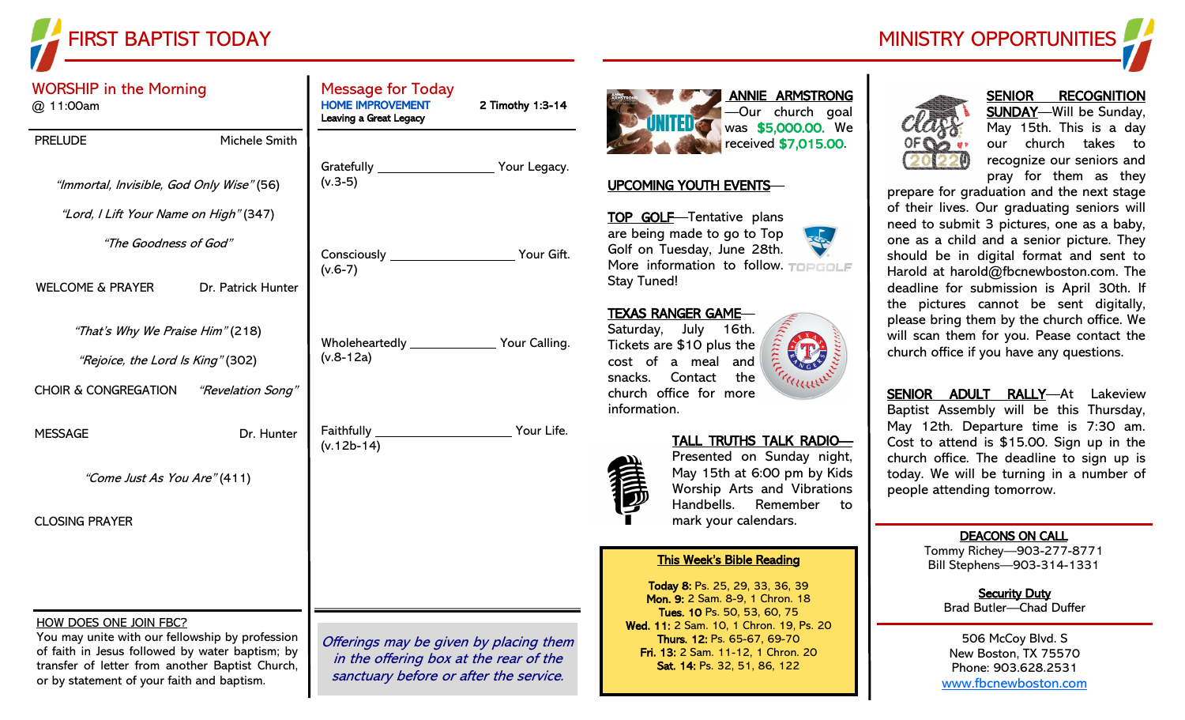# FIRST BAPTIST TODAY

## WORSHIP in the Morning
@ 11:00am

PRELUDE — Michele Smith

*"Immortal, Invisible, God Only Wise"* (56)

*"Lord, I Lift Your Name on High"* (347)

*"The Goodness of God"*

WELCOME & PRAYER — Dr. Patrick Hunter

*"That's Why We Praise Him"* (218)

*"Rejoice, the Lord Is King"* (302)

CHOIR & CONGREGATION — *"Revelation Song"*

MESSAGE — Dr. Hunter

*"Come Just As You Are"* (411)

CLOSING PRAYER

### HOW DOES ONE JOIN FBC?

You may unite with our fellowship by profession of faith in Jesus followed by water baptism; by transfer of letter from another Baptist Church, or by statement of your faith and baptism.

## Message for Today

**HOME IMPROVEMENT** — 2 Timothy 1:3-14

**Leaving a Great Legacy**

Gratefully ________________ Your Legacy.
(v.3-5)

Consciously ________________ Your Gift.
(v.6-7)

Wholeheartedly ____________ Your Calling.
(v.8-12a)

Faithfully __________________ Your Life.
(v.12b-14)

*Offerings may be given by placing them in the offering box at the rear of the sanctuary before or after the service.*

# MINISTRY OPPORTUNITIES

**ANNIE ARMSTRONG**—Our church goal was $5,000.00. We received $7,015.00.

**UPCOMING YOUTH EVENTS**—

**TOP GOLF**—Tentative plans are being made to go to Top Golf on Tuesday, June 28th. More information to follow. Stay Tuned!

**TEXAS RANGER GAME**—Saturday, July 16th. Tickets are $10 plus the cost of a meal and snacks. Contact the church office for more information.

**TALL TRUTHS TALK RADIO**—Presented on Sunday night, May 15th at 6:00 pm by Kids Worship Arts and Vibrations Handbells. Remember to mark your calendars.

### This Week's Bible Reading

**Today 8:** Ps. 25, 29, 33, 36, 39
**Mon. 9:** 2 Sam. 8-9, 1 Chron. 18
**Tues. 10** Ps. 50, 53, 60, 75
**Wed. 11:** 2 Sam. 10, 1 Chron. 19, Ps. 20
**Thurs. 12:** Ps. 65-67, 69-70
**Fri. 13:** 2 Sam. 11-12, 1 Chron. 20
**Sat. 14:** Ps. 32, 51, 86, 122

**SENIOR RECOGNITION SUNDAY**—Will be Sunday, May 15th. This is a day our church takes to recognize our seniors and pray for them as they prepare for graduation and the next stage of their lives. Our graduating seniors will need to submit 3 pictures, one as a baby, one as a child and a senior picture. They should be in digital format and sent to Harold at harold@fbcnewboston.com. The deadline for submission is April 30th. If the pictures cannot be sent digitally, please bring them by the church office. We will scan them for you. Pease contact the church office if you have any questions.

**SENIOR ADULT RALLY**—At Lakeview Baptist Assembly will be this Thursday, May 12th. Departure time is 7:30 am. Cost to attend is $15.00. Sign up in the church office. The deadline to sign up is today. We will be turning in a number of people attending tomorrow.

### DEACONS ON CALL

Tommy Richey—903-277-8771
Bill Stephens—903-314-1331

### Security Duty

Brad Butler—Chad Duffer

506 McCoy Blvd. S
New Boston, TX 75570
Phone: 903.628.2531
www.fbcnewboston.com